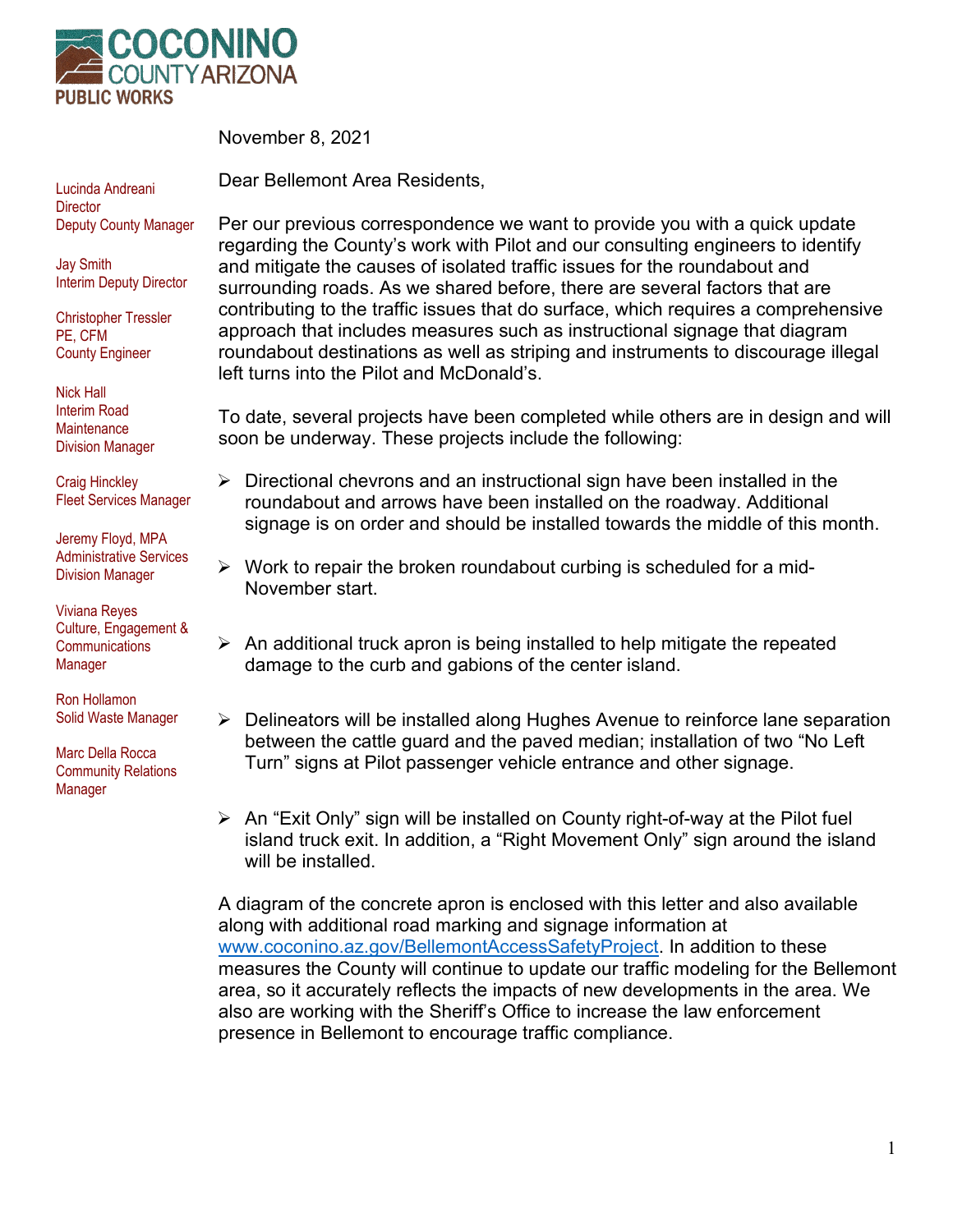**COCONINO**
COUNTY ARIZONA
**PUBLIC WORKS**

Lucinda Andreani
Director
Deputy County Manager

Jay Smith
Interim Deputy Director

Christopher Tressler
PE, CFM
County Engineer

Nick Hall
Interim Road Maintenance Division Manager

Craig Hinckley
Fleet Services Manager

Jeremy Floyd, MPA
Administrative Services Division Manager

Viviana Reyes
Culture, Engagement & Communications Manager

Ron Hollamon
Solid Waste Manager

Marc Della Rocca
Community Relations Manager

November 8, 2021

Dear Bellemont Area Residents,

Per our previous correspondence we want to provide you with a quick update regarding the County's work with Pilot and our consulting engineers to identify and mitigate the causes of isolated traffic issues for the roundabout and surrounding roads. As we shared before, there are several factors that are contributing to the traffic issues that do surface, which requires a comprehensive approach that includes measures such as instructional signage that diagram roundabout destinations as well as striping and instruments to discourage illegal left turns into the Pilot and McDonald's.

To date, several projects have been completed while others are in design and will soon be underway. These projects include the following:

- Directional chevrons and an instructional sign have been installed in the roundabout and arrows have been installed on the roadway. Additional signage is on order and should be installed towards the middle of this month.
- Work to repair the broken roundabout curbing is scheduled for a mid-November start.
- An additional truck apron is being installed to help mitigate the repeated damage to the curb and gabions of the center island.
- Delineators will be installed along Hughes Avenue to reinforce lane separation between the cattle guard and the paved median; installation of two "No Left Turn" signs at Pilot passenger vehicle entrance and other signage.
- An "Exit Only" sign will be installed on County right-of-way at the Pilot fuel island truck exit. In addition, a "Right Movement Only" sign around the island will be installed.

A diagram of the concrete apron is enclosed with this letter and also available along with additional road marking and signage information at www.coconino.az.gov/BellemontAccessSafetyProject. In addition to these measures the County will continue to update our traffic modeling for the Bellemont area, so it accurately reflects the impacts of new developments in the area. We also are working with the Sheriff's Office to increase the law enforcement presence in Bellemont to encourage traffic compliance.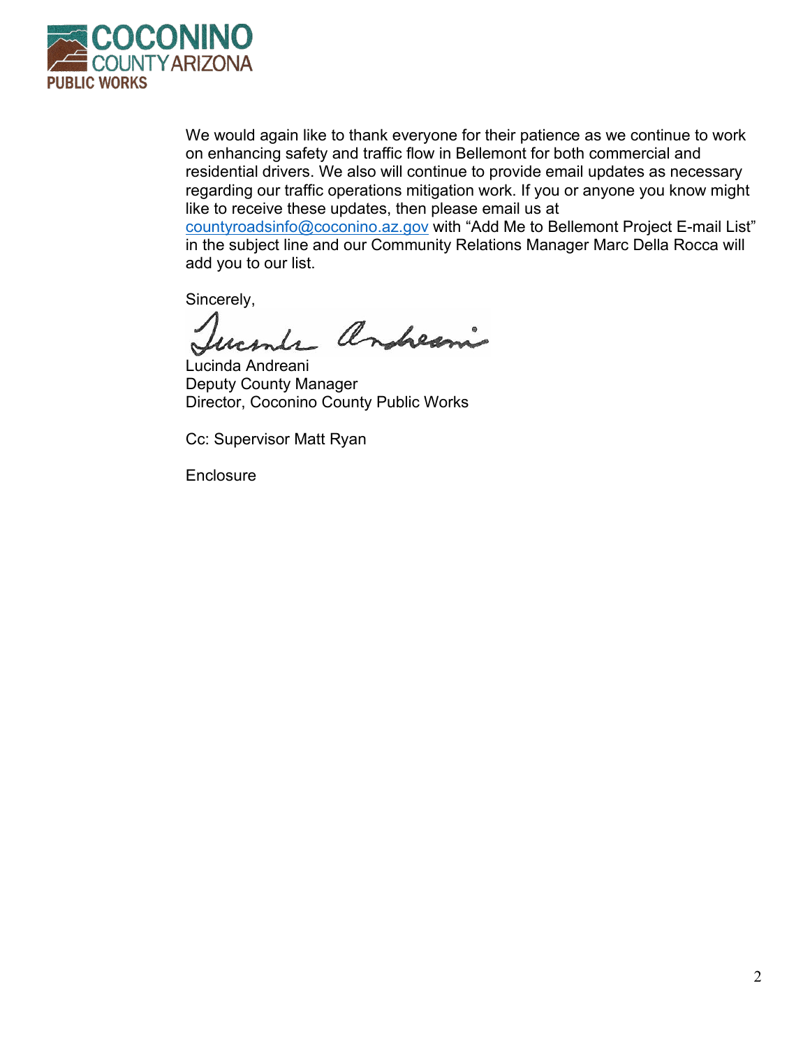We would again like to thank everyone for their patience as we continue to work on enhancing safety and traffic flow in Bellemont for both commercial and residential drivers. We also will continue to provide email updates as necessary regarding our traffic operations mitigation work. If you or anyone you know might like to receive these updates, then please email us at countyroadsinfo@coconino.az.gov with “Add Me to Bellemont Project E-mail List” in the subject line and our Community Relations Manager Marc Della Rocca will add you to our list.

Sincerely,

Lucinda Andreani
Deputy County Manager
Director, Coconino County Public Works

Cc: Supervisor Matt Ryan

Enclosure